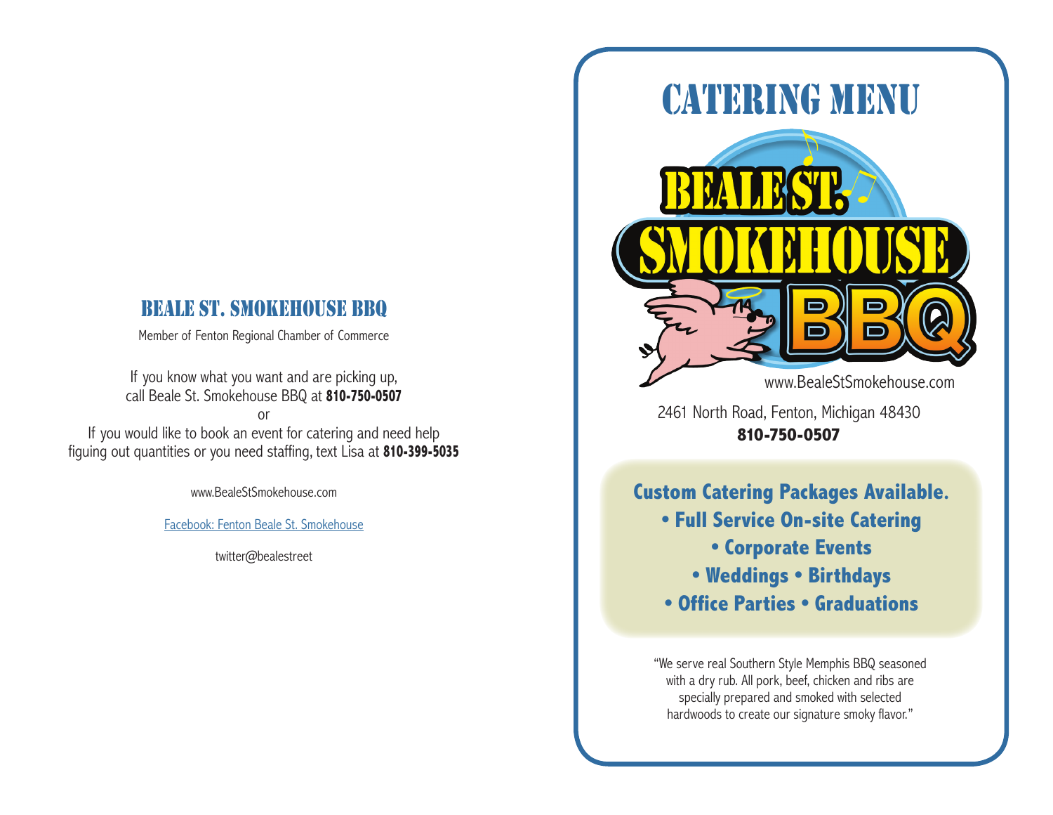## BEALE ST. SMOKEHOUSE BBQ

Member of Fenton Regional Chamber of Commerce

If you know what you want and are picking up,
call Beale St. Smokehouse BBQ at **810-750-0507**

or

If you would like to book an event for catering and need help
figuing out quantities or you need staffing, text Lisa at **810-399-5035**

www.BealeStSmokehouse.com

Facebook: Fenton Beale St. Smokehouse

twitter@bealestreet

# CATERING MENU

BEALE ST. SMOKEHOUSE BBQ

www.BealeStSmokehouse.com

2461 North Road, Fenton, Michigan 48430
**810-750-0507**

**Custom Catering Packages Available.**

- **Full Service On-site Catering**
- **Corporate Events**
- **Weddings • Birthdays**
- **Office Parties • Graduations**

"We serve real Southern Style Memphis BBQ seasoned with a dry rub. All pork, beef, chicken and ribs are specially prepared and smoked with selected hardwoods to create our signature smoky flavor."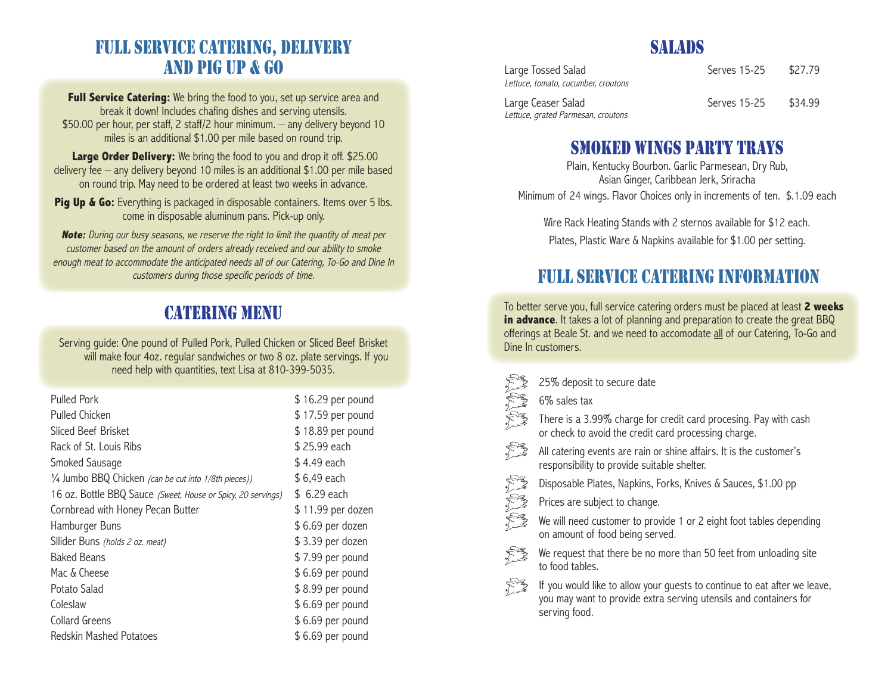## FULL SERVICE CATERING, DELIVERY AND PIG UP & GO

**Full Service Catering:** We bring the food to you, set up service area and break it down! Includes chafing dishes and serving utensils. $50.00 per hour, per staff, 2 staff/2 hour minimum. – any delivery beyond 10 miles is an additional $1.00 per mile based on round trip.

**Large Order Delivery:** We bring the food to you and drop it off. $25.00 delivery fee – any delivery beyond 10 miles is an additional $1.00 per mile based on round trip. May need to be ordered at least two weeks in advance.

**Pig Up & Go:** Everything is packaged in disposable containers. Items over 5 lbs. come in disposable aluminum pans. Pick-up only.

***Note:*** *During our busy seasons, we reserve the right to limit the quantity of meat per customer based on the amount of orders already received and our ability to smoke enough meat to accommodate the anticipated needs all of our Catering, To-Go and Dine In customers during those specific periods of time.*

## CATERING MENU

Serving guide: One pound of Pulled Pork, Pulled Chicken or Sliced Beef Brisket will make four 4oz. regular sandwiches or two 8 oz. plate servings. If you need help with quantities, text Lisa at 810-399-5035.

| | |
|---|---|
| Pulled Pork | $ 16.29 per pound |
| Pulled Chicken | $ 17.59 per pound |
| Sliced Beef Brisket | $ 18.89 per pound |
| Rack of St. Louis Ribs | $ 25.99 each |
| Smoked Sausage | $ 4.49 each |
| ¼ Jumbo BBQ Chicken *(can be cut into 1/8th pieces))* | $ 6,49 each |
| 16 oz. Bottle BBQ Sauce *(Sweet, House or Spicy, 20 servings)* | $ 6.29 each |
| Cornbread with Honey Pecan Butter | $ 11.99 per dozen |
| Hamburger Buns | $ 6.69 per dozen |
| Sllider Buns *(holds 2 oz. meat)* | $ 3.39 per dozen |
| Baked Beans | $ 7.99 per pound |
| Mac & Cheese | $ 6.69 per pound |
| Potato Salad | $ 8.99 per pound |
| Coleslaw | $ 6.69 per pound |
| Collard Greens | $ 6.69 per pound |
| Redskin Mashed Potatoes | $ 6.69 per pound |

## SALADS

| | | |
|---|---|---|
| Large Tossed Salad<br>*Lettuce, tomato, cucumber, croutons* | Serves 15-25 | $27.79 |
| Large Ceaser Salad<br>*Lettuce, grated Parmesan, croutons* | Serves 15-25 | $34.99 |

## SMOKED WINGS PARTY TRAYS

Plain, Kentucky Bourbon. Garlic Parmesean, Dry Rub, Asian Ginger, Caribbean Jerk, Sriracha

Minimum of 24 wings. Flavor Choices only in increments of ten. $.1.09 each

Wire Rack Heating Stands with 2 sternos available for $12 each.

Plates, Plastic Ware & Napkins available for $1.00 per setting.

## FULL SERVICE CATERING INFORMATION

To better serve you, full service catering orders must be placed at least **2 weeks in advance**. It takes a lot of planning and preparation to create the great BBQ offerings at Beale St. and we need to accomodate all of our Catering, To-Go and Dine In customers.

- 25% deposit to secure date
- 6% sales tax
- There is a 3.99% charge for credit card procesing. Pay with cash or check to avoid the credit card processing charge.
- All catering events are rain or shine affairs. It is the customer's responsibility to provide suitable shelter.
- Disposable Plates, Napkins, Forks, Knives & Sauces, $1.00 pp
- Prices are subject to change.
- We will need customer to provide 1 or 2 eight foot tables depending on amount of food being served.
- We request that there be no more than 50 feet from unloading site to food tables.
- If you would like to allow your guests to continue to eat after we leave, you may want to provide extra serving utensils and containers for serving food.